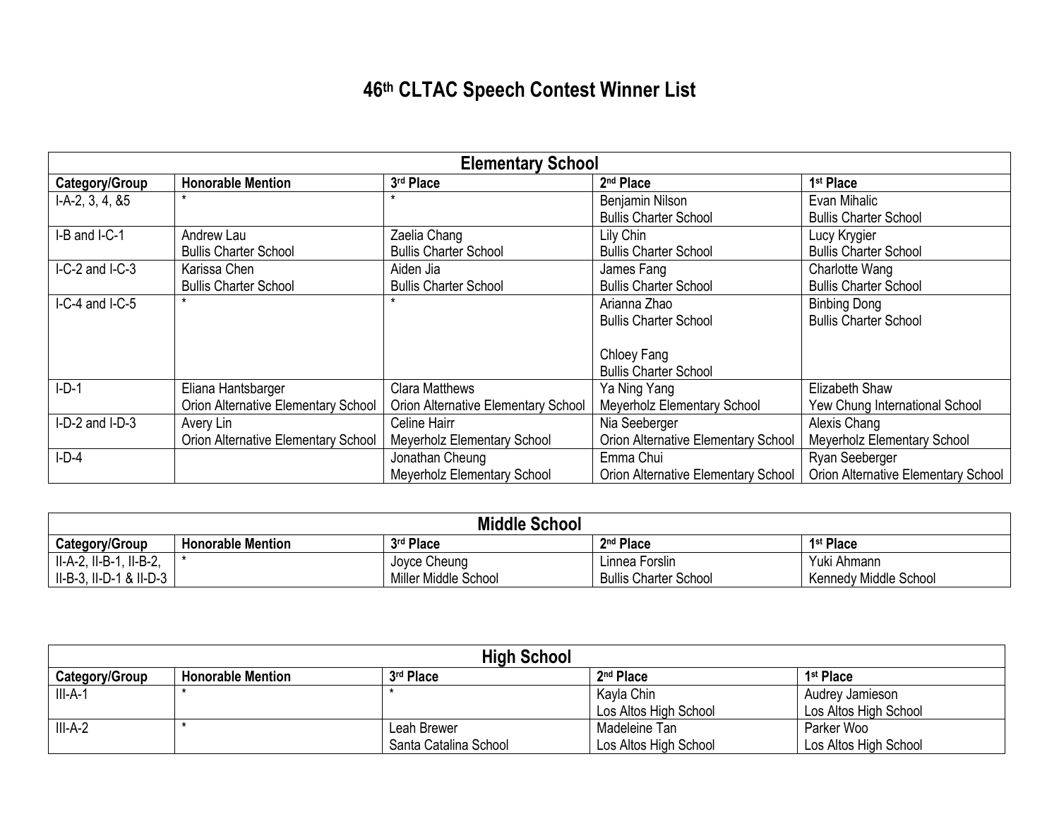# 46th CLTAC Speech Contest Winner List

| Elementary School | | | | |
|---|---|---|---|---|
| **Category/Group** | **Honorable Mention** | **3rd Place** | **2nd Place** | **1st Place** |
| I-A-2, 3, 4, &5 | * | * | Benjamin Nilson<br>Bullis Charter School | Evan Mihalic<br>Bullis Charter School |
| I-B and I-C-1 | Andrew Lau<br>Bullis Charter School | Zaelia Chang<br>Bullis Charter School | Lily Chin<br>Bullis Charter School | Lucy Krygier<br>Bullis Charter School |
| I-C-2 and I-C-3 | Karissa Chen<br>Bullis Charter School | Aiden Jia<br>Bullis Charter School | James Fang<br>Bullis Charter School | Charlotte Wang<br>Bullis Charter School |
| I-C-4 and I-C-5 | * | * | Arianna Zhao<br>Bullis Charter School<br><br>Chloey Fang<br>Bullis Charter School | Binbing Dong<br>Bullis Charter School |
| I-D-1 | Eliana Hantsbarger<br>Orion Alternative Elementary School | Clara Matthews<br>Orion Alternative Elementary School | Ya Ning Yang<br>Meyerholz Elementary School | Elizabeth Shaw<br>Yew Chung International School |
| I-D-2 and I-D-3 | Avery Lin<br>Orion Alternative Elementary School | Celine Hairr<br>Meyerholz Elementary School | Nia Seeberger<br>Orion Alternative Elementary School | Alexis Chang<br>Meyerholz Elementary School |
| I-D-4 | | Jonathan Cheung<br>Meyerholz Elementary School | Emma Chui<br>Orion Alternative Elementary School | Ryan Seeberger<br>Orion Alternative Elementary School |

| Middle School | | | | |
|---|---|---|---|---|
| **Category/Group** | **Honorable Mention** | **3rd Place** | **2nd Place** | **1st Place** |
| II-A-2, II-B-1, II-B-2, II-B-3, II-D-1 & II-D-3 | * | Joyce Cheung<br>Miller Middle School | Linnea Forslin<br>Bullis Charter School | Yuki Ahmann<br>Kennedy Middle School |

| High School | | | | |
|---|---|---|---|---|
| **Category/Group** | **Honorable Mention** | **3rd Place** | **2nd Place** | **1st Place** |
| III-A-1 | * | * | Kayla Chin<br>Los Altos High School | Audrey Jamieson<br>Los Altos High School |
| III-A-2 | * | Leah Brewer<br>Santa Catalina School | Madeleine Tan<br>Los Altos High School | Parker Woo<br>Los Altos High School |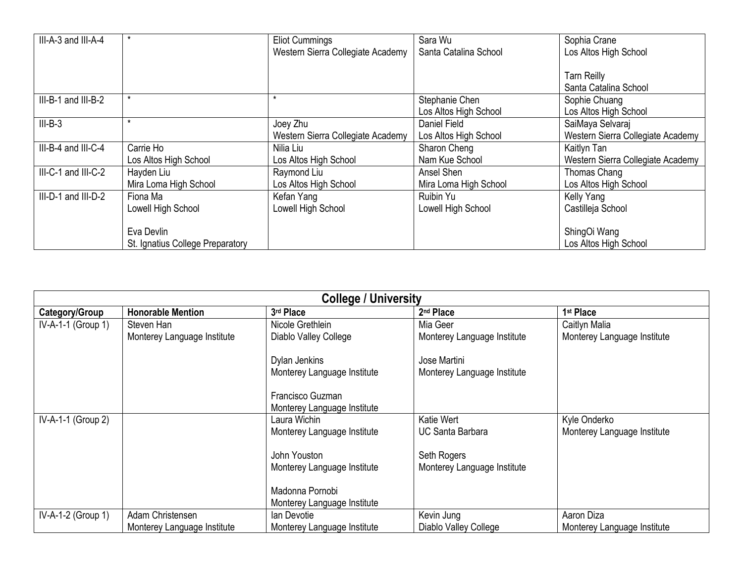| | | | | |
|---|---|---|---|---|
| III-A-3 and III-A-4 | * | Eliot Cummings<br>Western Sierra Collegiate Academy | Sara Wu<br>Santa Catalina School | Sophia Crane<br>Los Altos High School<br><br>Tarn Reilly<br>Santa Catalina School |
| III-B-1 and III-B-2 | * | * | Stephanie Chen<br>Los Altos High School | Sophie Chuang<br>Los Altos High School |
| III-B-3 | * | Joey Zhu<br>Western Sierra Collegiate Academy | Daniel Field<br>Los Altos High School | SaiMaya Selvaraj<br>Western Sierra Collegiate Academy |
| III-B-4 and III-C-4 | Carrie Ho<br>Los Altos High School | Nilia Liu<br>Los Altos High School | Sharon Cheng<br>Nam Kue School | Kaitlyn Tan<br>Western Sierra Collegiate Academy |
| III-C-1 and III-C-2 | Hayden Liu<br>Mira Loma High School | Raymond Liu<br>Los Altos High School | Ansel Shen<br>Mira Loma High School | Thomas Chang<br>Los Altos High School |
| III-D-1 and III-D-2 | Fiona Ma<br>Lowell High School<br><br>Eva Devlin<br>St. Ignatius College Preparatory | Kefan Yang<br>Lowell High School | Ruibin Yu<br>Lowell High School | Kelly Yang<br>Castilleja School<br><br>ShingOi Wang<br>Los Altos High School |

## College / University

| Category/Group | Honorable Mention | 3rd Place | 2nd Place | 1st Place |
|---|---|---|---|---|
| IV-A-1-1 (Group 1) | Steven Han<br>Monterey Language Institute | Nicole Grethlein<br>Diablo Valley College<br><br>Dylan Jenkins<br>Monterey Language Institute<br><br>Francisco Guzman<br>Monterey Language Institute | Mia Geer<br>Monterey Language Institute<br><br>Jose Martini<br>Monterey Language Institute | Caitlyn Malia<br>Monterey Language Institute |
| IV-A-1-1 (Group 2) | | Laura Wichin<br>Monterey Language Institute<br><br>John Youston<br>Monterey Language Institute<br><br>Madonna Pornobi<br>Monterey Language Institute | Katie Wert<br>UC Santa Barbara<br><br>Seth Rogers<br>Monterey Language Institute | Kyle Onderko<br>Monterey Language Institute |
| IV-A-1-2 (Group 1) | Adam Christensen<br>Monterey Language Institute | Ian Devotie<br>Monterey Language Institute | Kevin Jung<br>Diablo Valley College | Aaron Diza<br>Monterey Language Institute |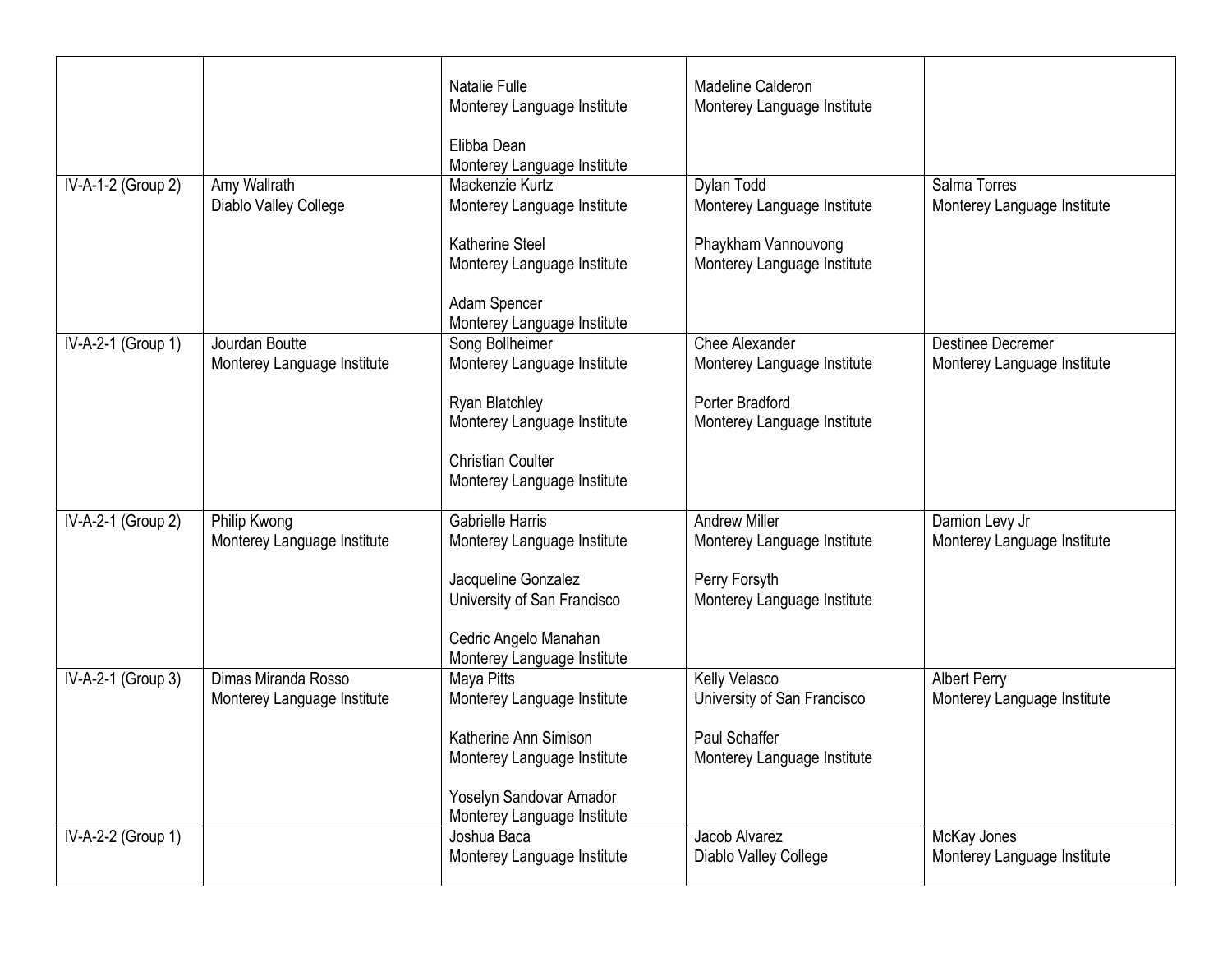| | | | | |
|---|---|---|---|---|
| | | Natalie Fulle<br>Monterey Language Institute<br><br>Elibba Dean<br>Monterey Language Institute | Madeline Calderon<br>Monterey Language Institute | |
| IV-A-1-2 (Group 2) | Amy Wallrath<br>Diablo Valley College | Mackenzie Kurtz<br>Monterey Language Institute<br><br>Katherine Steel<br>Monterey Language Institute<br><br>Adam Spencer<br>Monterey Language Institute | Dylan Todd<br>Monterey Language Institute<br><br>Phaykham Vannouvong<br>Monterey Language Institute | Salma Torres<br>Monterey Language Institute |
| IV-A-2-1 (Group 1) | Jourdan Boutte<br>Monterey Language Institute | Song Bollheimer<br>Monterey Language Institute<br><br>Ryan Blatchley<br>Monterey Language Institute<br><br>Christian Coulter<br>Monterey Language Institute | Chee Alexander<br>Monterey Language Institute<br><br>Porter Bradford<br>Monterey Language Institute | Destinee Decremer<br>Monterey Language Institute |
| IV-A-2-1 (Group 2) | Philip Kwong<br>Monterey Language Institute | Gabrielle Harris<br>Monterey Language Institute<br><br>Jacqueline Gonzalez<br>University of San Francisco<br><br>Cedric Angelo Manahan<br>Monterey Language Institute | Andrew Miller<br>Monterey Language Institute<br><br>Perry Forsyth<br>Monterey Language Institute | Damion Levy Jr<br>Monterey Language Institute |
| IV-A-2-1 (Group 3) | Dimas Miranda Rosso<br>Monterey Language Institute | Maya Pitts<br>Monterey Language Institute<br><br>Katherine Ann Simison<br>Monterey Language Institute<br><br>Yoselyn Sandovar Amador<br>Monterey Language Institute | Kelly Velasco<br>University of San Francisco<br><br>Paul Schaffer<br>Monterey Language Institute | Albert Perry<br>Monterey Language Institute |
| IV-A-2-2 (Group 1) | | Joshua Baca<br>Monterey Language Institute | Jacob Alvarez<br>Diablo Valley College | McKay Jones<br>Monterey Language Institute |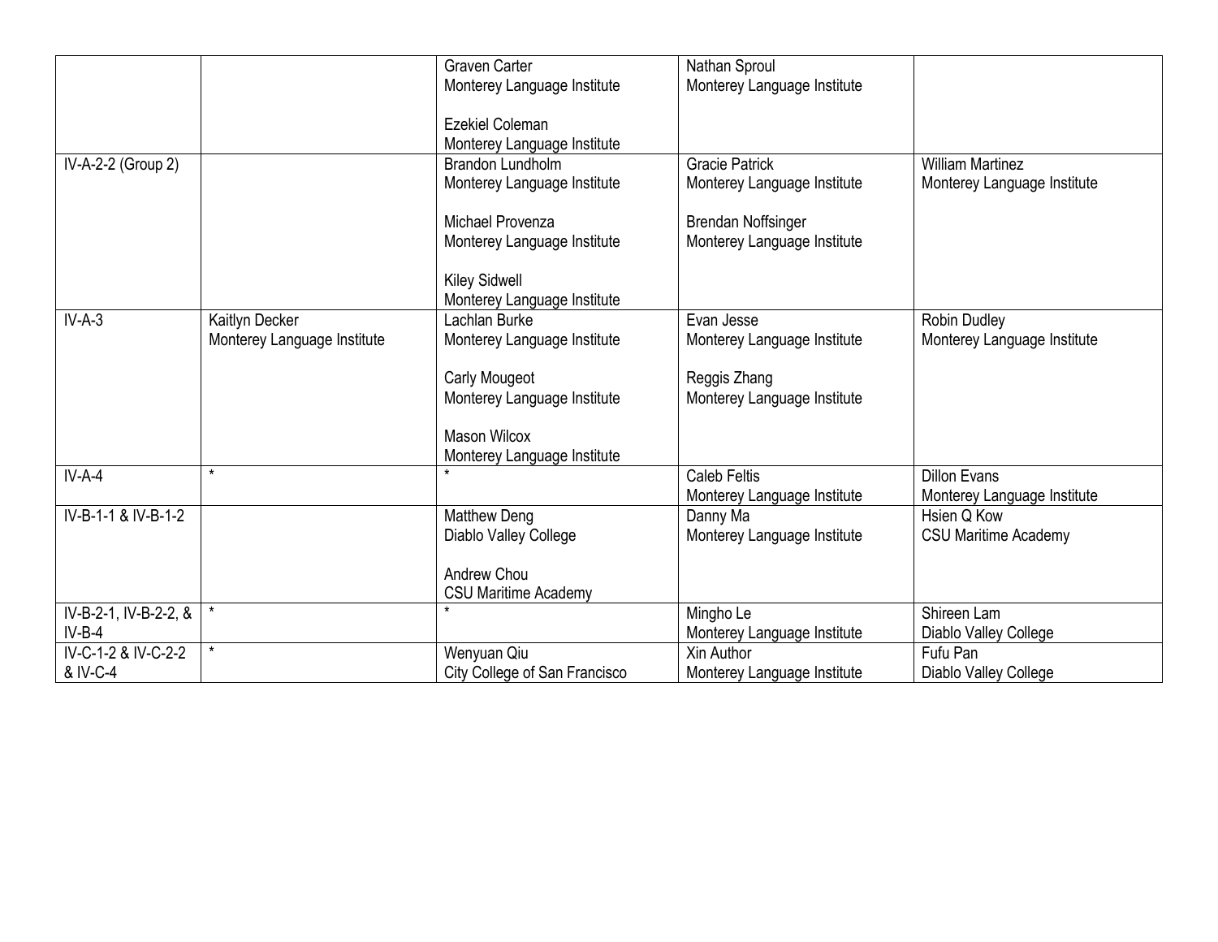| | | | | |
|---|---|---|---|---|
| | | Graven Carter<br>Monterey Language Institute<br><br>Ezekiel Coleman<br>Monterey Language Institute | Nathan Sproul<br>Monterey Language Institute | |
| IV-A-2-2 (Group 2) | | Brandon Lundholm<br>Monterey Language Institute<br><br>Michael Provenza<br>Monterey Language Institute<br><br>Kiley Sidwell<br>Monterey Language Institute | Gracie Patrick<br>Monterey Language Institute<br><br>Brendan Noffsinger<br>Monterey Language Institute | William Martinez<br>Monterey Language Institute |
| IV-A-3 | Kaitlyn Decker<br>Monterey Language Institute | Lachlan Burke<br>Monterey Language Institute<br><br>Carly Mougeot<br>Monterey Language Institute<br><br>Mason Wilcox<br>Monterey Language Institute | Evan Jesse<br>Monterey Language Institute<br><br>Reggis Zhang<br>Monterey Language Institute | Robin Dudley<br>Monterey Language Institute |
| IV-A-4 | * | * | Caleb Feltis<br>Monterey Language Institute | Dillon Evans<br>Monterey Language Institute |
| IV-B-1-1 & IV-B-1-2 | | Matthew Deng<br>Diablo Valley College<br><br>Andrew Chou<br>CSU Maritime Academy | Danny Ma<br>Monterey Language Institute | Hsien Q Kow<br>CSU Maritime Academy |
| IV-B-2-1, IV-B-2-2, & IV-B-4 | * | * | Mingho Le<br>Monterey Language Institute | Shireen Lam<br>Diablo Valley College |
| IV-C-1-2 & IV-C-2-2 & IV-C-4 | * | Wenyuan Qiu<br>City College of San Francisco | Xin Author<br>Monterey Language Institute | Fufu Pan<br>Diablo Valley College |